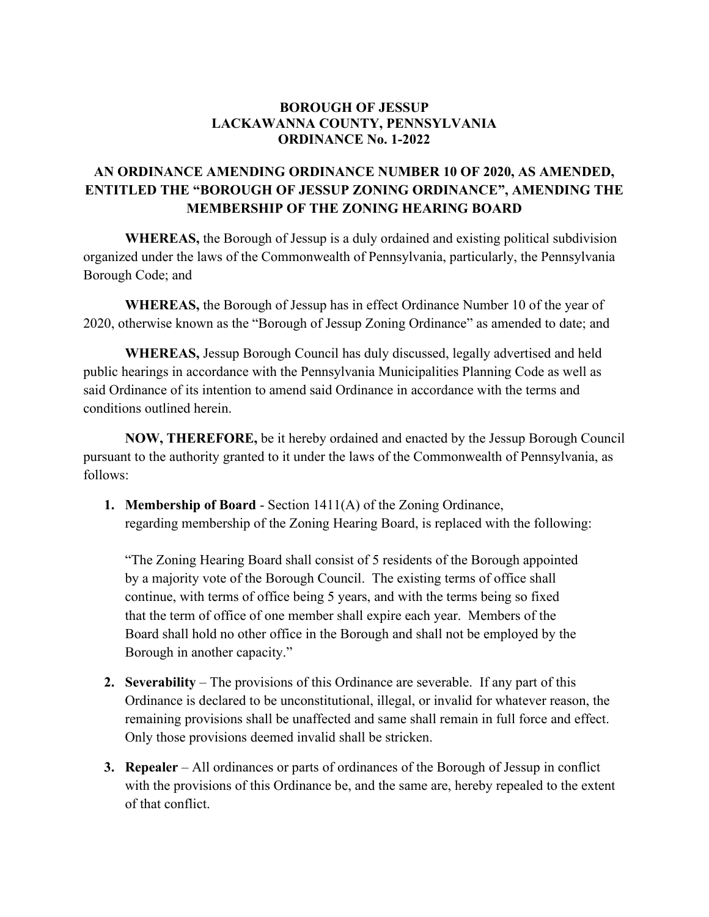# BOROUGH OF JESSUP
# LACKAWANNA COUNTY, PENNSYLVANIA
# ORDINANCE No. 1-2022

## AN ORDINANCE AMENDING ORDINANCE NUMBER 10 OF 2020, AS AMENDED, ENTITLED THE "BOROUGH OF JESSUP ZONING ORDINANCE", AMENDING THE MEMBERSHIP OF THE ZONING HEARING BOARD

**WHEREAS,** the Borough of Jessup is a duly ordained and existing political subdivision organized under the laws of the Commonwealth of Pennsylvania, particularly, the Pennsylvania Borough Code; and

**WHEREAS,** the Borough of Jessup has in effect Ordinance Number 10 of the year of 2020, otherwise known as the "Borough of Jessup Zoning Ordinance" as amended to date; and

**WHEREAS,** Jessup Borough Council has duly discussed, legally advertised and held public hearings in accordance with the Pennsylvania Municipalities Planning Code as well as said Ordinance of its intention to amend said Ordinance in accordance with the terms and conditions outlined herein.

**NOW, THEREFORE,** be it hereby ordained and enacted by the Jessup Borough Council pursuant to the authority granted to it under the laws of the Commonwealth of Pennsylvania, as follows:

1. **Membership of Board** - Section 1411(A) of the Zoning Ordinance, regarding membership of the Zoning Hearing Board, is replaced with the following:

   "The Zoning Hearing Board shall consist of 5 residents of the Borough appointed by a majority vote of the Borough Council. The existing terms of office shall continue, with terms of office being 5 years, and with the terms being so fixed that the term of office of one member shall expire each year. Members of the Board shall hold no other office in the Borough and shall not be employed by the Borough in another capacity."

2. **Severability** – The provisions of this Ordinance are severable. If any part of this Ordinance is declared to be unconstitutional, illegal, or invalid for whatever reason, the remaining provisions shall be unaffected and same shall remain in full force and effect. Only those provisions deemed invalid shall be stricken.

3. **Repealer** – All ordinances or parts of ordinances of the Borough of Jessup in conflict with the provisions of this Ordinance be, and the same are, hereby repealed to the extent of that conflict.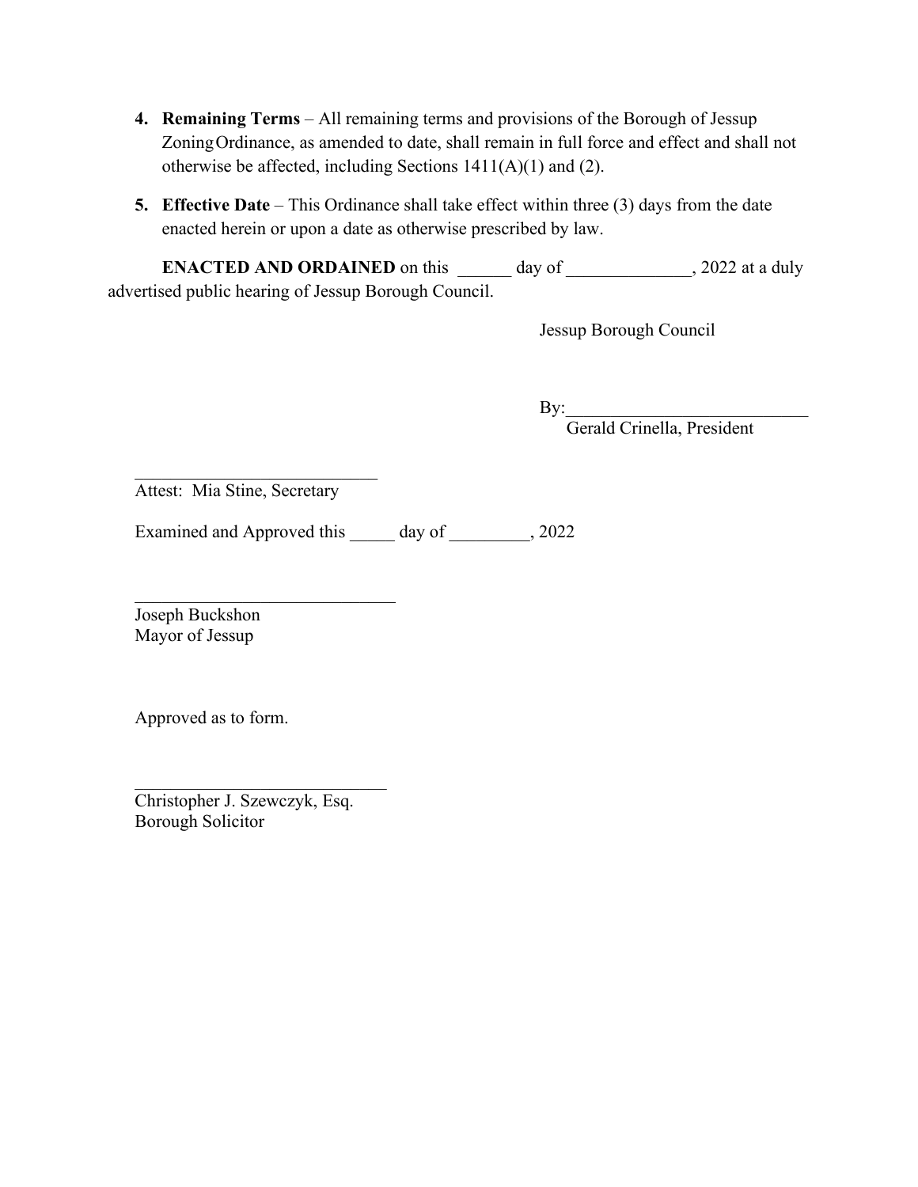4. **Remaining Terms** – All remaining terms and provisions of the Borough of Jessup Zoning Ordinance, as amended to date, shall remain in full force and effect and shall not otherwise be affected, including Sections 1411(A)(1) and (2).

5. **Effective Date** – This Ordinance shall take effect within three (3) days from the date enacted herein or upon a date as otherwise prescribed by law.

**ENACTED AND ORDAINED** on this ______ day of ______________, 2022 at a duly advertised public hearing of Jessup Borough Council.

Jessup Borough Council

By:____________________________
Gerald Crinella, President

______________________________
Attest: Mia Stine, Secretary

Examined and Approved this _____ day of _________, 2022

______________________________
Joseph Buckshon
Mayor of Jessup

Approved as to form.

______________________________
Christopher J. Szewczyk, Esq.
Borough Solicitor